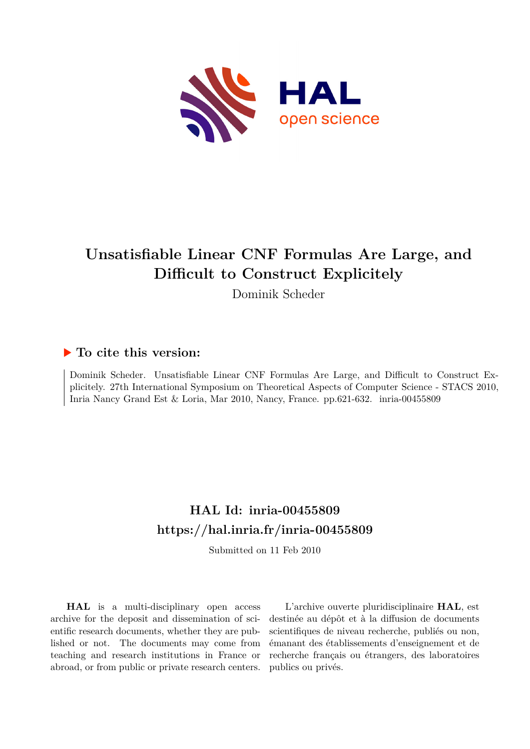# Unsatisfiable Linear CNF Formulas Are Large, and Difficult to Construct Explicitely

Dominik Scheder

## To cite this version:

Dominik Scheder. Unsatisfiable Linear CNF Formulas Are Large, and Difficult to Construct Explicitely. 27th International Symposium on Theoretical Aspects of Computer Science - STACS 2010, Inria Nancy Grand Est & Loria, Mar 2010, Nancy, France. pp.621-632. inria-00455809

## HAL Id: inria-00455809

## https://hal.inria.fr/inria-00455809

Submitted on 11 Feb 2010

**HAL** is a multi-disciplinary open access archive for the deposit and dissemination of scientific research documents, whether they are published or not. The documents may come from teaching and research institutions in France or abroad, or from public or private research centers.

L'archive ouverte pluridisciplinaire **HAL**, est destinée au dépôt et à la diffusion de documents scientifiques de niveau recherche, publiés ou non, émanant des établissements d'enseignement et de recherche français ou étrangers, des laboratoires publics ou privés.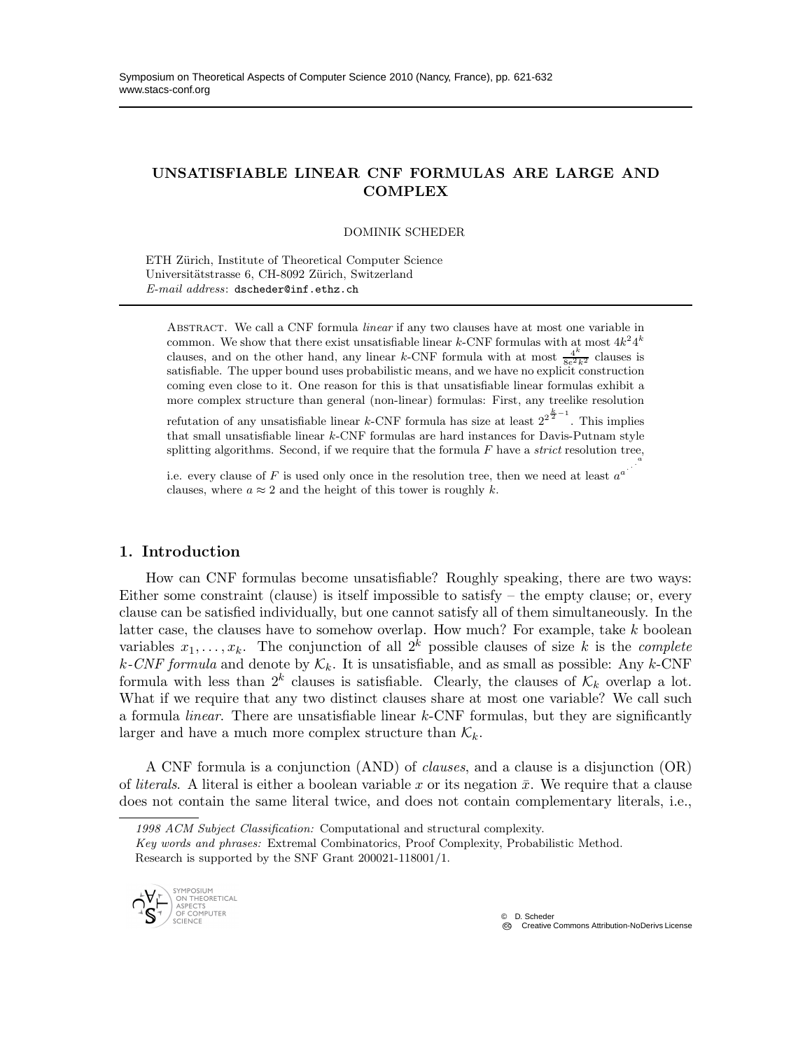# UNSATISFIABLE LINEAR CNF FORMULAS ARE LARGE AND COMPLEX

DOMINIK SCHEDER

ETH Zürich, Institute of Theoretical Computer Science
Universitätstrasse 6, CH-8092 Zürich, Switzerland
*E-mail address*: dscheder@inf.ethz.ch

Abstract. We call a CNF formula *linear* if any two clauses have at most one variable in common. We show that there exist unsatisfiable linear $k$-CNF formulas with at most $4k^2 4^k$ clauses, and on the other hand, any linear $k$-CNF formula with at most $\frac{4^k}{8e^2k^2}$ clauses is satisfiable. The upper bound uses probabilistic means, and we have no explicit construction coming even close to it. One reason for this is that unsatisfiable linear formulas exhibit a more complex structure than general (non-linear) formulas: First, any treelike resolution refutation of any unsatisfiable linear $k$-CNF formula has size at least $2^{2^{\frac{k}{2}-1}}$. This implies that small unsatisfiable linear $k$-CNF formulas are hard instances for Davis-Putnam style splitting algorithms. Second, if we require that the formula $F$ have a *strict* resolution tree, i.e. every clause of $F$ is used only once in the resolution tree, then we need at least $a^{a^{\cdot^{\cdot^{\cdot^{a}}}}}$ clauses, where $a \approx 2$ and the height of this tower is roughly $k$.

## 1. Introduction

How can CNF formulas become unsatisfiable? Roughly speaking, there are two ways: Either some constraint (clause) is itself impossible to satisfy – the empty clause; or, every clause can be satisfied individually, but one cannot satisfy all of them simultaneously. In the latter case, the clauses have to somehow overlap. How much? For example, take $k$ boolean variables $x_1, \ldots, x_k$. The conjunction of all $2^k$ possible clauses of size $k$ is the *complete $k$-CNF formula* and denote by $\mathcal{K}_k$. It is unsatisfiable, and as small as possible: Any $k$-CNF formula with less than $2^k$ clauses is satisfiable. Clearly, the clauses of $\mathcal{K}_k$ overlap a lot. What if we require that any two distinct clauses share at most one variable? We call such a formula *linear*. There are unsatisfiable linear $k$-CNF formulas, but they are significantly larger and have a much more complex structure than $\mathcal{K}_k$.

A CNF formula is a conjunction (AND) of *clauses*, and a clause is a disjunction (OR) of *literals*. A literal is either a boolean variable $x$ or its negation $\bar{x}$. We require that a clause does not contain the same literal twice, and does not contain complementary literals, i.e.,

*1998 ACM Subject Classification:* Computational and structural complexity.
*Key words and phrases:* Extremal Combinatorics, Proof Complexity, Probabilistic Method.
Research is supported by the SNF Grant 200021-118001/1.

© D. Scheder
Creative Commons Attribution-NoDerivs License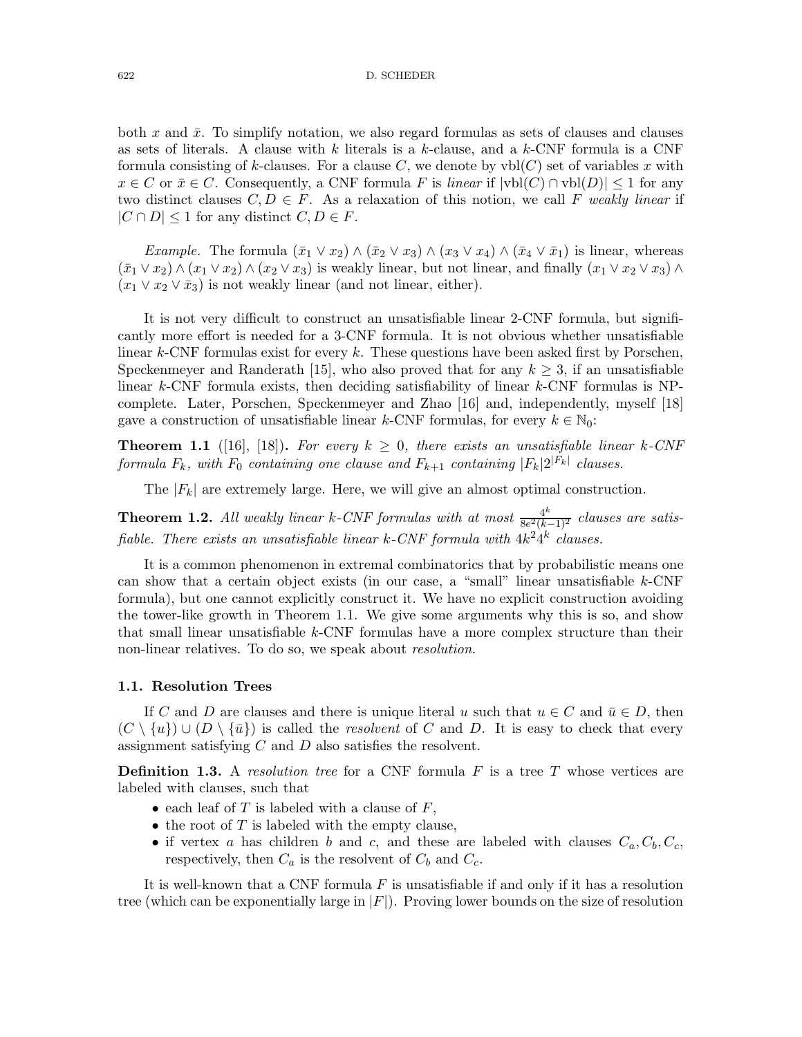both $x$ and $\bar{x}$. To simplify notation, we also regard formulas as sets of clauses and clauses as sets of literals. A clause with $k$ literals is a $k$-clause, and a $k$-CNF formula is a CNF formula consisting of $k$-clauses. For a clause $C$, we denote by $\text{vbl}(C)$ set of variables $x$ with $x \in C$ or $\bar{x} \in C$. Consequently, a CNF formula $F$ is *linear* if $|\text{vbl}(C) \cap \text{vbl}(D)| \leq 1$ for any two distinct clauses $C, D \in F$. As a relaxation of this notion, we call $F$ *weakly linear* if $|C \cap D| \leq 1$ for any distinct $C, D \in F$.

*Example.* The formula $(\bar{x}_1 \vee x_2) \wedge (\bar{x}_2 \vee x_3) \wedge (x_3 \vee x_4) \wedge (\bar{x}_4 \vee \bar{x}_1)$ is linear, whereas $(\bar{x}_1 \vee x_2) \wedge (x_1 \vee x_2) \wedge (x_2 \vee x_3)$ is weakly linear, but not linear, and finally $(x_1 \vee x_2 \vee x_3) \wedge (x_1 \vee x_2 \vee \bar{x}_3)$ is not weakly linear (and not linear, either).

It is not very difficult to construct an unsatisfiable linear 2-CNF formula, but significantly more effort is needed for a 3-CNF formula. It is not obvious whether unsatisfiable linear $k$-CNF formulas exist for every $k$. These questions have been asked first by Porschen, Speckenmeyer and Randerath [15], who also proved that for any $k \geq 3$, if an unsatisfiable linear $k$-CNF formula exists, then deciding satisfiability of linear $k$-CNF formulas is NP-complete. Later, Porschen, Speckenmeyer and Zhao [16] and, independently, myself [18] gave a construction of unsatisfiable linear $k$-CNF formulas, for every $k \in \mathbb{N}_0$:

**Theorem 1.1** ([16], [18])**.** *For every $k \geq 0$, there exists an unsatisfiable linear $k$-CNF formula $F_k$, with $F_0$ containing one clause and $F_{k+1}$ containing $|F_k| 2^{|F_k|}$ clauses.*

The $|F_k|$ are extremely large. Here, we will give an almost optimal construction.

**Theorem 1.2.** *All weakly linear $k$-CNF formulas with at most $\frac{4^k}{8e^2(k-1)^2}$ clauses are satisfiable. There exists an unsatisfiable linear $k$-CNF formula with $4k^2 4^k$ clauses.*

It is a common phenomenon in extremal combinatorics that by probabilistic means one can show that a certain object exists (in our case, a "small" linear unsatisfiable $k$-CNF formula), but one cannot explicitly construct it. We have no explicit construction avoiding the tower-like growth in Theorem 1.1. We give some arguments why this is so, and show that small linear unsatisfiable $k$-CNF formulas have a more complex structure than their non-linear relatives. To do so, we speak about *resolution*.

### 1.1. Resolution Trees

If $C$ and $D$ are clauses and there is unique literal $u$ such that $u \in C$ and $\bar{u} \in D$, then $(C \setminus \{u\}) \cup (D \setminus \{\bar{u}\})$ is called the *resolvent* of $C$ and $D$. It is easy to check that every assignment satisfying $C$ and $D$ also satisfies the resolvent.

**Definition 1.3.** A *resolution tree* for a CNF formula $F$ is a tree $T$ whose vertices are labeled with clauses, such that

- each leaf of $T$ is labeled with a clause of $F$,
- the root of $T$ is labeled with the empty clause,
- if vertex $a$ has children $b$ and $c$, and these are labeled with clauses $C_a, C_b, C_c$, respectively, then $C_a$ is the resolvent of $C_b$ and $C_c$.

It is well-known that a CNF formula $F$ is unsatisfiable if and only if it has a resolution tree (which can be exponentially large in $|F|$). Proving lower bounds on the size of resolution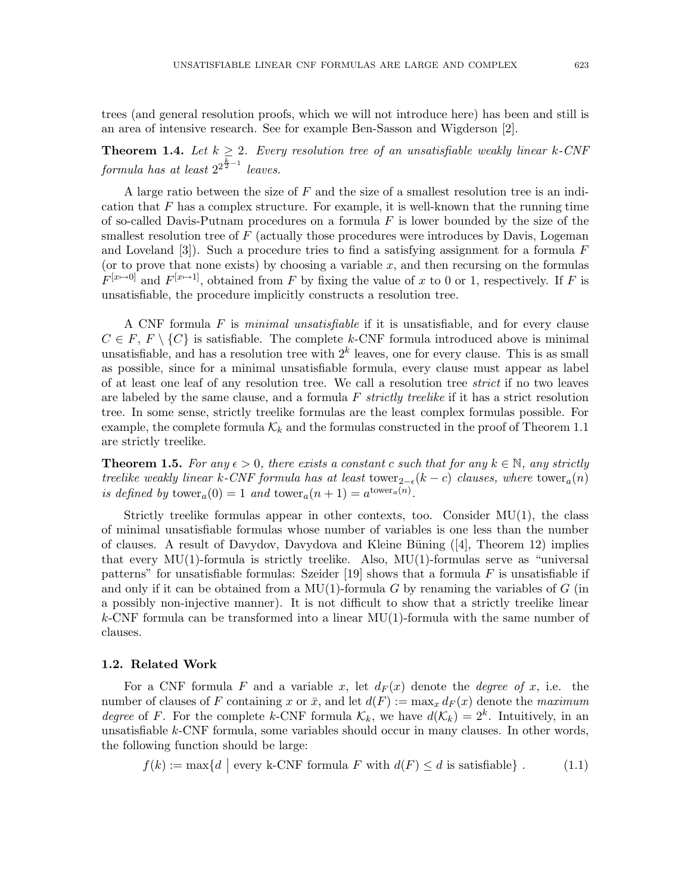trees (and general resolution proofs, which we will not introduce here) has been and still is an area of intensive research. See for example Ben-Sasson and Wigderson [2].

**Theorem 1.4.** *Let $k \geq 2$. Every resolution tree of an unsatisfiable weakly linear $k$-CNF formula has at least $2^{2^{\frac{k}{2}-1}}$ leaves.*

A large ratio between the size of $F$ and the size of a smallest resolution tree is an indication that $F$ has a complex structure. For example, it is well-known that the running time of so-called Davis-Putnam procedures on a formula $F$ is lower bounded by the size of the smallest resolution tree of $F$ (actually those procedures were introduces by Davis, Logeman and Loveland [3]). Such a procedure tries to find a satisfying assignment for a formula $F$ (or to prove that none exists) by choosing a variable $x$, and then recursing on the formulas $F^{[x \mapsto 0]}$ and $F^{[x \mapsto 1]}$, obtained from $F$ by fixing the value of $x$ to 0 or 1, respectively. If $F$ is unsatisfiable, the procedure implicitly constructs a resolution tree.

A CNF formula $F$ is *minimal unsatisfiable* if it is unsatisfiable, and for every clause $C \in F$, $F \setminus \{C\}$ is satisfiable. The complete $k$-CNF formula introduced above is minimal unsatisfiable, and has a resolution tree with $2^k$ leaves, one for every clause. This is as small as possible, since for a minimal unsatisfiable formula, every clause must appear as label of at least one leaf of any resolution tree. We call a resolution tree *strict* if no two leaves are labeled by the same clause, and a formula $F$ *strictly treelike* if it has a strict resolution tree. In some sense, strictly treelike formulas are the least complex formulas possible. For example, the complete formula $\mathcal{K}_k$ and the formulas constructed in the proof of Theorem 1.1 are strictly treelike.

**Theorem 1.5.** *For any $\epsilon > 0$, there exists a constant $c$ such that for any $k \in \mathbb{N}$, any strictly treelike weakly linear $k$-CNF formula has at least $\text{tower}_{2-\epsilon}(k-c)$ clauses, where $\text{tower}_a(n)$ is defined by $\text{tower}_a(0) = 1$ and $\text{tower}_a(n+1) = a^{\text{tower}_a(n)}$.*

Strictly treelike formulas appear in other contexts, too. Consider MU(1), the class of minimal unsatisfiable formulas whose number of variables is one less than the number of clauses. A result of Davydov, Davydova and Kleine Büning ([4], Theorem 12) implies that every MU(1)-formula is strictly treelike. Also, MU(1)-formulas serve as "universal patterns" for unsatisfiable formulas: Szeider [19] shows that a formula $F$ is unsatisfiable if and only if it can be obtained from a MU(1)-formula $G$ by renaming the variables of $G$ (in a possibly non-injective manner). It is not difficult to show that a strictly treelike linear $k$-CNF formula can be transformed into a linear MU(1)-formula with the same number of clauses.

### 1.2. Related Work

For a CNF formula $F$ and a variable $x$, let $d_F(x)$ denote the *degree of* $x$, i.e. the number of clauses of $F$ containing $x$ or $\bar{x}$, and let $d(F) := \max_x d_F(x)$ denote the *maximum degree* of $F$. For the complete $k$-CNF formula $\mathcal{K}_k$, we have $d(\mathcal{K}_k) = 2^k$. Intuitively, in an unsatisfiable $k$-CNF formula, some variables should occur in many clauses. In other words, the following function should be large:

$$f(k) := \max\{d \mid \text{every k-CNF formula } F \text{ with } d(F) \leq d \text{ is satisfiable}\} . \tag{1.1}$$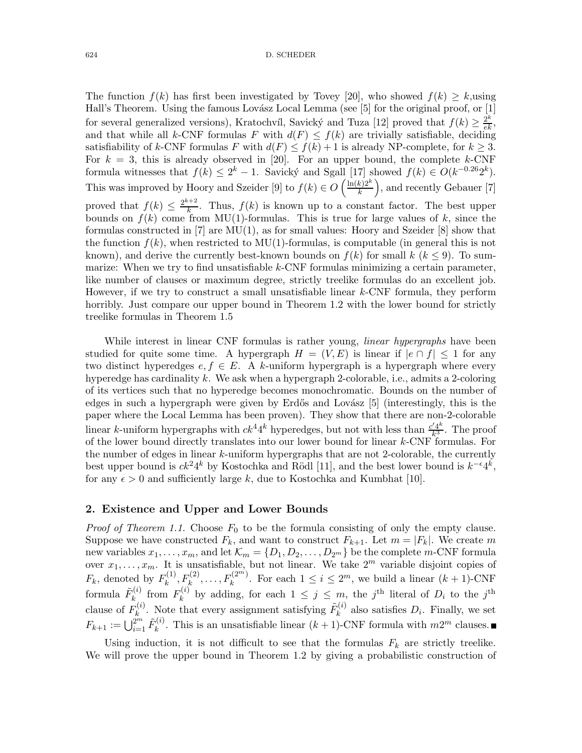The function $f(k)$ has first been investigated by Tovey [20], who showed $f(k) \geq k$,using Hall's Theorem. Using the famous Lovász Local Lemma (see [5] for the original proof, or [1] for several generalized versions), Kratochvíl, Savický and Tuza [12] proved that $f(k) \geq \frac{2^k}{ek}$, and that while all $k$-CNF formulas $F$ with $d(F) \leq f(k)$ are trivially satisfiable, deciding satisfiability of $k$-CNF formulas $F$ with $d(F) \leq f(k) + 1$ is already NP-complete, for $k \geq 3$. For $k = 3$, this is already observed in [20]. For an upper bound, the complete $k$-CNF formula witnesses that $f(k) \leq 2^k - 1$. Savický and Sgall [17] showed $f(k) \in O(k^{-0.26}2^k)$. This was improved by Hoory and Szeider [9] to $f(k) \in O\left(\frac{\ln(k)2^k}{k}\right)$, and recently Gebauer [7] proved that $f(k) \leq \frac{2^{k+2}}{k}$. Thus, $f(k)$ is known up to a constant factor. The best upper bounds on $f(k)$ come from MU(1)-formulas. This is true for large values of $k$, since the formulas constructed in [7] are MU(1), as for small values: Hoory and Szeider [8] show that the function $f(k)$, when restricted to MU(1)-formulas, is computable (in general this is not known), and derive the currently best-known bounds on $f(k)$ for small $k$ ($k \leq 9$). To summarize: When we try to find unsatisfiable $k$-CNF formulas minimizing a certain parameter, like number of clauses or maximum degree, strictly treelike formulas do an excellent job. However, if we try to construct a small unsatisfiable linear $k$-CNF formula, they perform horribly. Just compare our upper bound in Theorem 1.2 with the lower bound for strictly treelike formulas in Theorem 1.5

While interest in linear CNF formulas is rather young, *linear hypergraphs* have been studied for quite some time. A hypergraph $H = (V, E)$ is linear if $|e \cap f| \leq 1$ for any two distinct hyperedges $e, f \in E$. A $k$-uniform hypergraph is a hypergraph where every hyperedge has cardinality $k$. We ask when a hypergraph 2-colorable, i.e., admits a 2-coloring of its vertices such that no hyperedge becomes monochromatic. Bounds on the number of edges in such a hypergraph were given by Erdős and Lovász [5] (interestingly, this is the paper where the Local Lemma has been proven). They show that there are non-2-colorable linear $k$-uniform hypergraphs with $ck^4 4^k$ hyperedges, but not with less than $\frac{c' 4^k}{k^3}$. The proof of the lower bound directly translates into our lower bound for linear $k$-CNF formulas. For the number of edges in linear $k$-uniform hypergraphs that are not 2-colorable, the currently best upper bound is $ck^2 4^k$ by Kostochka and Rödl [11], and the best lower bound is $k^{-\epsilon}4^k$, for any $\epsilon > 0$ and sufficiently large $k$, due to Kostochka and Kumbhat [10].

## 2. Existence and Upper and Lower Bounds

*Proof of Theorem 1.1.* Choose $F_0$ to be the formula consisting of only the empty clause. Suppose we have constructed $F_k$, and want to construct $F_{k+1}$. Let $m = |F_k|$. We create $m$ new variables $x_1, \ldots, x_m$, and let $\mathcal{K}_m = \{D_1, D_2, \ldots, D_{2^m}\}$ be the complete $m$-CNF formula over $x_1, \ldots, x_m$. It is unsatisfiable, but not linear. We take $2^m$ variable disjoint copies of $F_k$, denoted by $F_k^{(1)}, F_k^{(2)}, \ldots, F_k^{(2^m)}$. For each $1 \leq i \leq 2^m$, we build a linear $(k+1)$-CNF formula $\tilde{F}_k^{(i)}$ from $F_k^{(i)}$ by adding, for each $1 \leq j \leq m$, the $j^{\text{th}}$ literal of $D_i$ to the $j^{\text{th}}$ clause of $F_k^{(i)}$. Note that every assignment satisfying $\tilde{F}_k^{(i)}$ also satisfies $D_i$. Finally, we set $F_{k+1} := \bigcup_{i=1}^{2^m} \tilde{F}_k^{(i)}$. This is an unsatisfiable linear $(k+1)$-CNF formula with $m2^m$ clauses. ■

Using induction, it is not difficult to see that the formulas $F_k$ are strictly treelike. We will prove the upper bound in Theorem 1.2 by giving a probabilistic construction of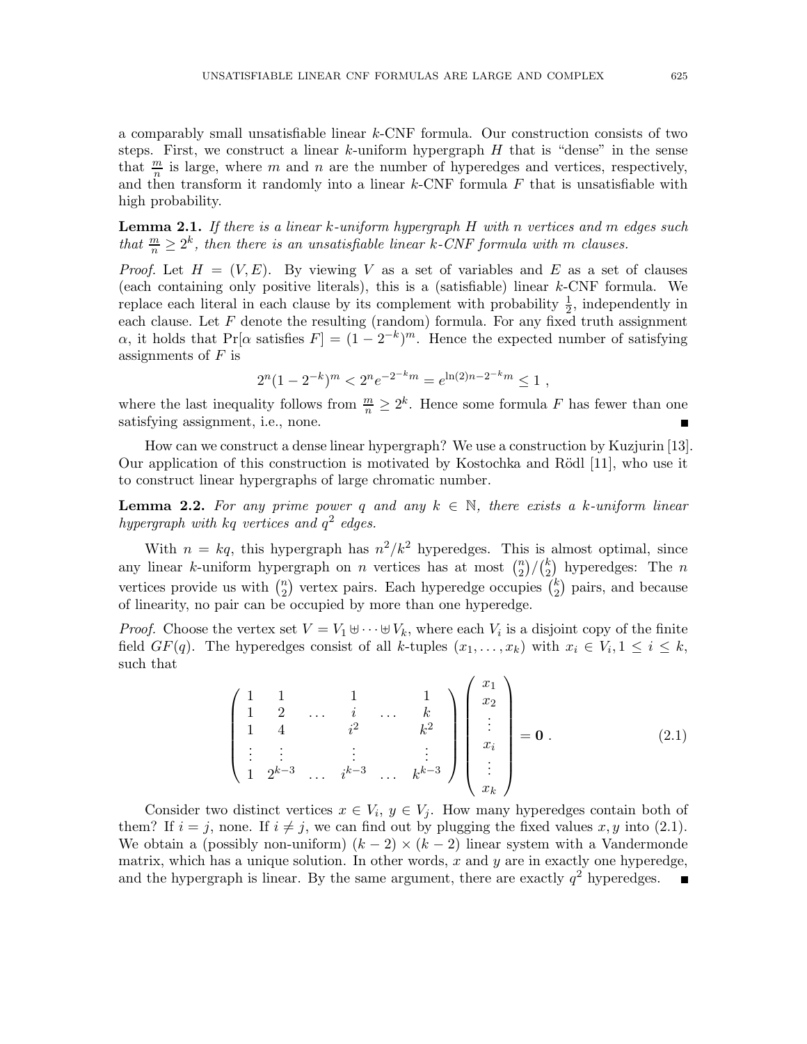a comparably small unsatisfiable linear $k$-CNF formula. Our construction consists of two steps. First, we construct a linear $k$-uniform hypergraph $H$ that is "dense" in the sense that $\frac{m}{n}$ is large, where $m$ and $n$ are the number of hyperedges and vertices, respectively, and then transform it randomly into a linear $k$-CNF formula $F$ that is unsatisfiable with high probability.

**Lemma 2.1.** *If there is a linear $k$-uniform hypergraph $H$ with $n$ vertices and $m$ edges such that $\frac{m}{n} \geq 2^k$, then there is an unsatisfiable linear $k$-CNF formula with $m$ clauses.*

*Proof.* Let $H = (V, E)$. By viewing $V$ as a set of variables and $E$ as a set of clauses (each containing only positive literals), this is a (satisfiable) linear $k$-CNF formula. We replace each literal in each clause by its complement with probability $\frac{1}{2}$, independently in each clause. Let $F$ denote the resulting (random) formula. For any fixed truth assignment $\alpha$, it holds that $\Pr[\alpha \text{ satisfies } F] = (1 - 2^{-k})^m$. Hence the expected number of satisfying assignments of $F$ is

$$2^n(1 - 2^{-k})^m < 2^n e^{-2^{-k}m} = e^{\ln(2)n - 2^{-k}m} \leq 1 ,$$

where the last inequality follows from $\frac{m}{n} \geq 2^k$. Hence some formula $F$ has fewer than one satisfying assignment, i.e., none. ∎

How can we construct a dense linear hypergraph? We use a construction by Kuzjurin [13]. Our application of this construction is motivated by Kostochka and Rödl [11], who use it to construct linear hypergraphs of large chromatic number.

**Lemma 2.2.** *For any prime power $q$ and any $k \in \mathbb{N}$, there exists a $k$-uniform linear hypergraph with $kq$ vertices and $q^2$ edges.*

With $n = kq$, this hypergraph has $n^2/k^2$ hyperedges. This is almost optimal, since any linear $k$-uniform hypergraph on $n$ vertices has at most $\binom{n}{2}/\binom{k}{2}$ hyperedges: The $n$ vertices provide us with $\binom{n}{2}$ vertex pairs. Each hyperedge occupies $\binom{k}{2}$ pairs, and because of linearity, no pair can be occupied by more than one hyperedge.

*Proof.* Choose the vertex set $V = V_1 \uplus \cdots \uplus V_k$, where each $V_i$ is a disjoint copy of the finite field $GF(q)$. The hyperedges consist of all $k$-tuples $(x_1, \ldots, x_k)$ with $x_i \in V_i, 1 \leq i \leq k$, such that

$$\begin{pmatrix} 1 & 1 & & 1 & & 1 \\ 1 & 2 & \ldots & i & \ldots & k \\ 1 & 4 & & i^2 & & k^2 \\ \vdots & \vdots & & \vdots & & \vdots \\ 1 & 2^{k-3} & \ldots & i^{k-3} & \ldots & k^{k-3} \end{pmatrix} \begin{pmatrix} x_1 \\ x_2 \\ \vdots \\ x_i \\ \vdots \\ x_k \end{pmatrix} = \mathbf{0} . \tag{2.1}$$

Consider two distinct vertices $x \in V_i$, $y \in V_j$. How many hyperedges contain both of them? If $i = j$, none. If $i \neq j$, we can find out by plugging the fixed values $x, y$ into (2.1). We obtain a (possibly non-uniform) $(k-2) \times (k-2)$ linear system with a Vandermonde matrix, which has a unique solution. In other words, $x$ and $y$ are in exactly one hyperedge, and the hypergraph is linear. By the same argument, there are exactly $q^2$ hyperedges. ∎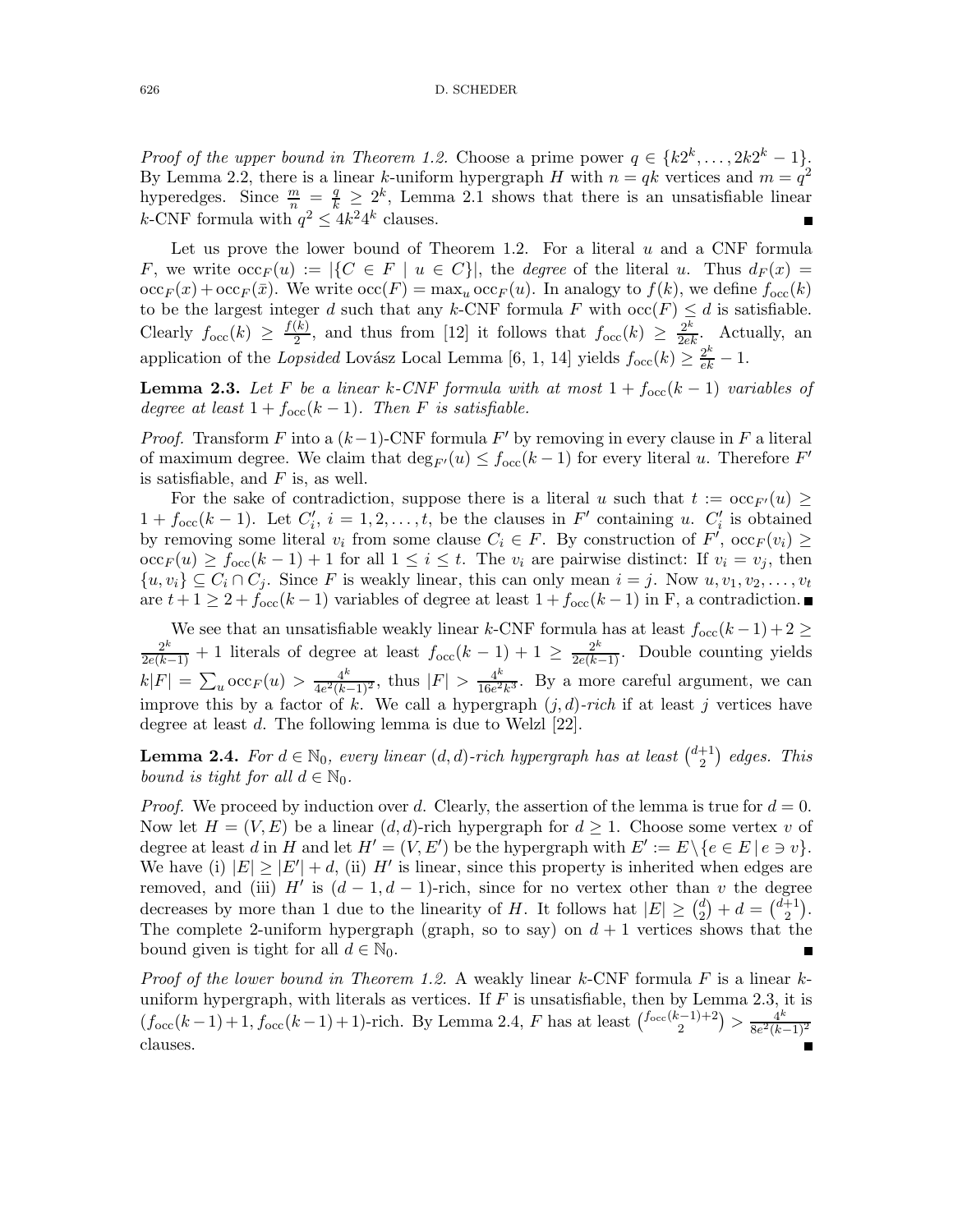*Proof of the upper bound in Theorem 1.2.* Choose a prime power $q \in \{k2^k, \ldots, 2k2^k - 1\}$. By Lemma 2.2, there is a linear $k$-uniform hypergraph $H$ with $n = qk$ vertices and $m = q^2$ hyperedges. Since $\frac{m}{n} = \frac{q}{k} \geq 2^k$, Lemma 2.1 shows that there is an unsatisfiable linear $k$-CNF formula with $q^2 \leq 4k^2 4^k$ clauses. ∎

Let us prove the lower bound of Theorem 1.2. For a literal $u$ and a CNF formula $F$, we write $\mathrm{occ}_F(u) := |\{C \in F \mid u \in C\}|$, the *degree* of the literal $u$. Thus $d_F(x) = \mathrm{occ}_F(x) + \mathrm{occ}_F(\bar{x})$. We write $\mathrm{occ}(F) = \max_u \mathrm{occ}_F(u)$. In analogy to $f(k)$, we define $f_{\mathrm{occ}}(k)$ to be the largest integer $d$ such that any $k$-CNF formula $F$ with $\mathrm{occ}(F) \leq d$ is satisfiable. Clearly $f_{\mathrm{occ}}(k) \geq \frac{f(k)}{2}$, and thus from [12] it follows that $f_{\mathrm{occ}}(k) \geq \frac{2^k}{2ek}$. Actually, an application of the *Lopsided* Lovász Local Lemma [6, 1, 14] yields $f_{\mathrm{occ}}(k) \geq \frac{2^k}{ek} - 1$.

**Lemma 2.3.** *Let $F$ be a linear $k$-CNF formula with at most $1 + f_{\mathrm{occ}}(k-1)$ variables of degree at least $1 + f_{\mathrm{occ}}(k-1)$. Then $F$ is satisfiable.*

*Proof.* Transform $F$ into a $(k-1)$-CNF formula $F'$ by removing in every clause in $F$ a literal of maximum degree. We claim that $\deg_{F'}(u) \leq f_{\mathrm{occ}}(k-1)$ for every literal $u$. Therefore $F'$ is satisfiable, and $F$ is, as well.

For the sake of contradiction, suppose there is a literal $u$ such that $t := \mathrm{occ}_{F'}(u) \geq 1 + f_{\mathrm{occ}}(k-1)$. Let $C'_i$, $i = 1, 2, \ldots, t$, be the clauses in $F'$ containing $u$. $C'_i$ is obtained by removing some literal $v_i$ from some clause $C_i \in F$. By construction of $F'$, $\mathrm{occ}_F(v_i) \geq \mathrm{occ}_F(u) \geq f_{\mathrm{occ}}(k-1) + 1$ for all $1 \leq i \leq t$. The $v_i$ are pairwise distinct: If $v_i = v_j$, then $\{u, v_i\} \subseteq C_i \cap C_j$. Since $F$ is weakly linear, this can only mean $i = j$. Now $u, v_1, v_2, \ldots, v_t$ are $t + 1 \geq 2 + f_{\mathrm{occ}}(k-1)$ variables of degree at least $1 + f_{\mathrm{occ}}(k-1)$ in F, a contradiction. ∎

We see that an unsatisfiable weakly linear $k$-CNF formula has at least $f_{\mathrm{occ}}(k-1) + 2 \geq \frac{2^k}{2e(k-1)} + 1$ literals of degree at least $f_{\mathrm{occ}}(k-1) + 1 \geq \frac{2^k}{2e(k-1)}$. Double counting yields $k|F| = \sum_u \mathrm{occ}_F(u) > \frac{4^k}{4e^2(k-1)^2}$, thus $|F| > \frac{4^k}{16e^2k^3}$. By a more careful argument, we can improve this by a factor of $k$. We call a hypergraph $(j, d)$-*rich* if at least $j$ vertices have degree at least $d$. The following lemma is due to Welzl [22].

**Lemma 2.4.** *For $d \in \mathbb{N}_0$, every linear $(d, d)$-rich hypergraph has at least $\binom{d+1}{2}$ edges. This bound is tight for all $d \in \mathbb{N}_0$.*

*Proof.* We proceed by induction over $d$. Clearly, the assertion of the lemma is true for $d = 0$. Now let $H = (V, E)$ be a linear $(d, d)$-rich hypergraph for $d \geq 1$. Choose some vertex $v$ of degree at least $d$ in $H$ and let $H' = (V, E')$ be the hypergraph with $E' := E \setminus \{e \in E \mid e \ni v\}$. We have (i) $|E| \geq |E'| + d$, (ii) $H'$ is linear, since this property is inherited when edges are removed, and (iii) $H'$ is $(d-1, d-1)$-rich, since for no vertex other than $v$ the degree decreases by more than 1 due to the linearity of $H$. It follows hat $|E| \geq \binom{d}{2} + d = \binom{d+1}{2}$. The complete 2-uniform hypergraph (graph, so to say) on $d + 1$ vertices shows that the bound given is tight for all $d \in \mathbb{N}_0$. ∎

*Proof of the lower bound in Theorem 1.2.* A weakly linear $k$-CNF formula $F$ is a linear $k$-uniform hypergraph, with literals as vertices. If $F$ is unsatisfiable, then by Lemma 2.3, it is $(f_{\mathrm{occ}}(k-1)+1, f_{\mathrm{occ}}(k-1)+1)$-rich. By Lemma 2.4, $F$ has at least $\binom{f_{\mathrm{occ}}(k-1)+2}{2} > \frac{4^k}{8e^2(k-1)^2}$ clauses. ∎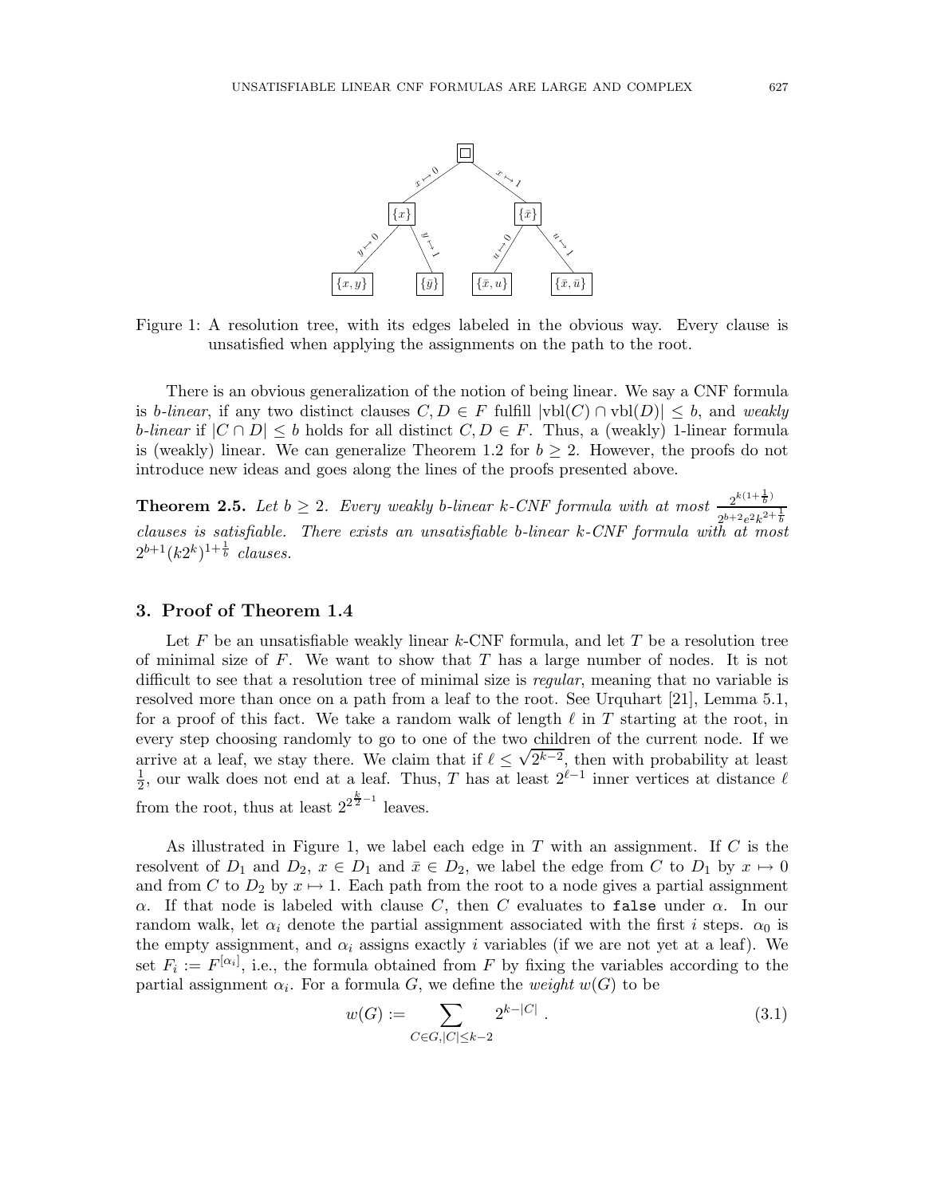Figure 1: A resolution tree, with its edges labeled in the obvious way. Every clause is unsatisfied when applying the assignments on the path to the root.

There is an obvious generalization of the notion of being linear. We say a CNF formula is *b-linear*, if any two distinct clauses $C, D \in F$ fulfill $|\text{vbl}(C) \cap \text{vbl}(D)| \leq b$, and *weakly b-linear* if $|C \cap D| \leq b$ holds for all distinct $C, D \in F$. Thus, a (weakly) 1-linear formula is (weakly) linear. We can generalize Theorem 1.2 for $b \geq 2$. However, the proofs do not introduce new ideas and goes along the lines of the proofs presented above.

**Theorem 2.5.** *Let $b \geq 2$. Every weakly b-linear k-CNF formula with at most $\frac{2^{k(1+\frac{1}{b})}}{2^{b+2}e^2k^{2+\frac{1}{b}}}$ clauses is satisfiable. There exists an unsatisfiable b-linear k-CNF formula with at most $2^{b+1}(k2^k)^{1+\frac{1}{b}}$ clauses.*

## 3. Proof of Theorem 1.4

Let $F$ be an unsatisfiable weakly linear $k$-CNF formula, and let $T$ be a resolution tree of minimal size of $F$. We want to show that $T$ has a large number of nodes. It is not difficult to see that a resolution tree of minimal size is *regular*, meaning that no variable is resolved more than once on a path from a leaf to the root. See Urquhart [21], Lemma 5.1, for a proof of this fact. We take a random walk of length $\ell$ in $T$ starting at the root, in every step choosing randomly to go to one of the two children of the current node. If we arrive at a leaf, we stay there. We claim that if $\ell \leq \sqrt{2^{k-2}}$, then with probability at least $\frac{1}{2}$, our walk does not end at a leaf. Thus, $T$ has at least $2^{\ell-1}$ inner vertices at distance $\ell$ from the root, thus at least $2^{2^{\frac{k}{2}-1}}$ leaves.

As illustrated in Figure 1, we label each edge in $T$ with an assignment. If $C$ is the resolvent of $D_1$ and $D_2$, $x \in D_1$ and $\bar{x} \in D_2$, we label the edge from $C$ to $D_1$ by $x \mapsto 0$ and from $C$ to $D_2$ by $x \mapsto 1$. Each path from the root to a node gives a partial assignment $\alpha$. If that node is labeled with clause $C$, then $C$ evaluates to `false` under $\alpha$. In our random walk, let $\alpha_i$ denote the partial assignment associated with the first $i$ steps. $\alpha_0$ is the empty assignment, and $\alpha_i$ assigns exactly $i$ variables (if we are not yet at a leaf). We set $F_i := F^{[\alpha_i]}$, i.e., the formula obtained from $F$ by fixing the variables according to the partial assignment $\alpha_i$. For a formula $G$, we define the *weight* $w(G)$ to be

$$w(G) := \sum_{C \in G, |C| \leq k-2} 2^{k-|C|} . \tag{3.1}$$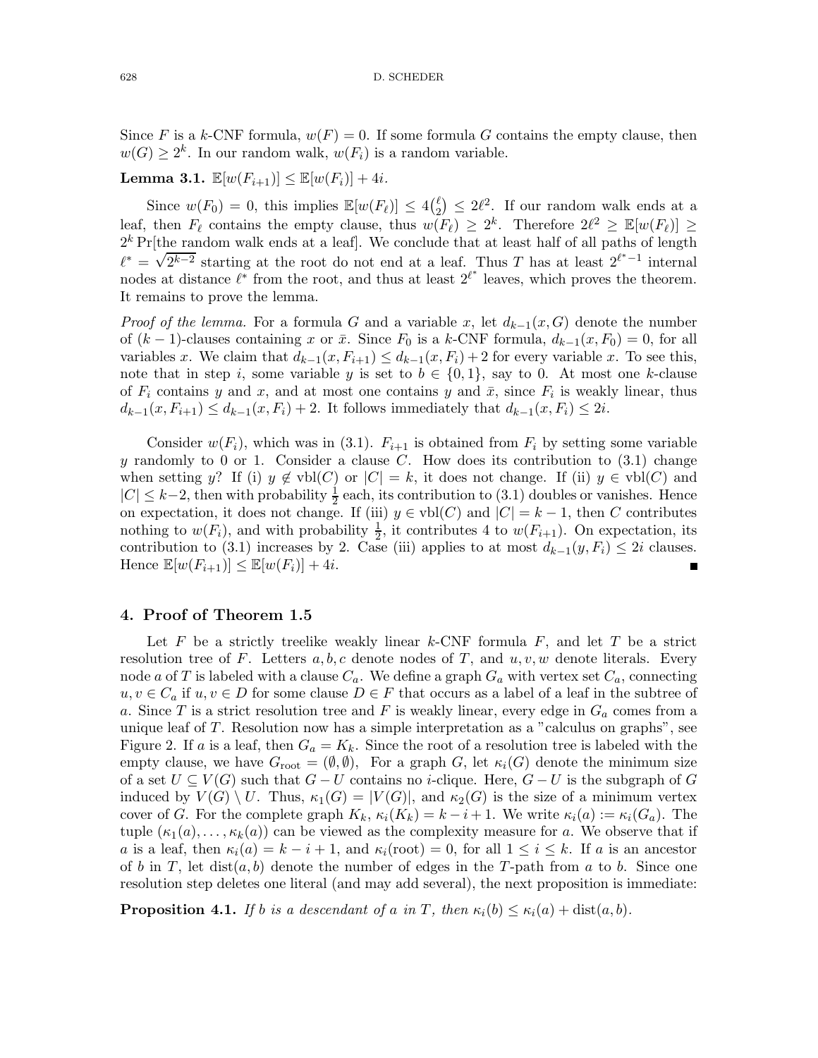Since $F$ is a $k$-CNF formula, $w(F) = 0$. If some formula $G$ contains the empty clause, then $w(G) \geq 2^k$. In our random walk, $w(F_i)$ is a random variable.

**Lemma 3.1.** $\mathbb{E}[w(F_{i+1})] \leq \mathbb{E}[w(F_i)] + 4i$.

Since $w(F_0) = 0$, this implies $\mathbb{E}[w(F_\ell)] \leq 4\binom{\ell}{2} \leq 2\ell^2$. If our random walk ends at a leaf, then $F_\ell$ contains the empty clause, thus $w(F_\ell) \geq 2^k$. Therefore $2\ell^2 \geq \mathbb{E}[w(F_\ell)] \geq 2^k \Pr[\text{the random walk ends at a leaf}]$. We conclude that at least half of all paths of length $\ell^* = \sqrt{2^{k-2}}$ starting at the root do not end at a leaf. Thus $T$ has at least $2^{\ell^*-1}$ internal nodes at distance $\ell^*$ from the root, and thus at least $2^{\ell^*}$ leaves, which proves the theorem. It remains to prove the lemma.

*Proof of the lemma.* For a formula $G$ and a variable $x$, let $d_{k-1}(x, G)$ denote the number of $(k-1)$-clauses containing $x$ or $\bar{x}$. Since $F_0$ is a $k$-CNF formula, $d_{k-1}(x, F_0) = 0$, for all variables $x$. We claim that $d_{k-1}(x, F_{i+1}) \leq d_{k-1}(x, F_i) + 2$ for every variable $x$. To see this, note that in step $i$, some variable $y$ is set to $b \in \{0, 1\}$, say to 0. At most one $k$-clause of $F_i$ contains $y$ and $x$, and at most one contains $y$ and $\bar{x}$, since $F_i$ is weakly linear, thus $d_{k-1}(x, F_{i+1}) \leq d_{k-1}(x, F_i) + 2$. It follows immediately that $d_{k-1}(x, F_i) \leq 2i$.

Consider $w(F_i)$, which was in (3.1). $F_{i+1}$ is obtained from $F_i$ by setting some variable $y$ randomly to 0 or 1. Consider a clause $C$. How does its contribution to (3.1) change when setting $y$? If (i) $y \notin \text{vbl}(C)$ or $|C| = k$, it does not change. If (ii) $y \in \text{vbl}(C)$ and $|C| \leq k-2$, then with probability $\frac{1}{2}$ each, its contribution to (3.1) doubles or vanishes. Hence on expectation, it does not change. If (iii) $y \in \text{vbl}(C)$ and $|C| = k-1$, then $C$ contributes nothing to $w(F_i)$, and with probability $\frac{1}{2}$, it contributes 4 to $w(F_{i+1})$. On expectation, its contribution to (3.1) increases by 2. Case (iii) applies to at most $d_{k-1}(y, F_i) \leq 2i$ clauses. Hence $\mathbb{E}[w(F_{i+1})] \leq \mathbb{E}[w(F_i)] + 4i$. ∎

## 4. Proof of Theorem 1.5

Let $F$ be a strictly treelike weakly linear $k$-CNF formula $F$, and let $T$ be a strict resolution tree of $F$. Letters $a, b, c$ denote nodes of $T$, and $u, v, w$ denote literals. Every node $a$ of $T$ is labeled with a clause $C_a$. We define a graph $G_a$ with vertex set $C_a$, connecting $u, v \in C_a$ if $u, v \in D$ for some clause $D \in F$ that occurs as a label of a leaf in the subtree of $a$. Since $T$ is a strict resolution tree and $F$ is weakly linear, every edge in $G_a$ comes from a unique leaf of $T$. Resolution now has a simple interpretation as a "calculus on graphs", see Figure 2. If $a$ is a leaf, then $G_a = K_k$. Since the root of a resolution tree is labeled with the empty clause, we have $G_{\text{root}} = (\emptyset, \emptyset)$, For a graph $G$, let $\kappa_i(G)$ denote the minimum size of a set $U \subseteq V(G)$ such that $G - U$ contains no $i$-clique. Here, $G - U$ is the subgraph of $G$ induced by $V(G) \setminus U$. Thus, $\kappa_1(G) = |V(G)|$, and $\kappa_2(G)$ is the size of a minimum vertex cover of $G$. For the complete graph $K_k$, $\kappa_i(K_k) = k - i + 1$. We write $\kappa_i(a) := \kappa_i(G_a)$. The tuple $(\kappa_1(a), \ldots, \kappa_k(a))$ can be viewed as the complexity measure for $a$. We observe that if $a$ is a leaf, then $\kappa_i(a) = k - i + 1$, and $\kappa_i(\text{root}) = 0$, for all $1 \leq i \leq k$. If $a$ is an ancestor of $b$ in $T$, let $\text{dist}(a, b)$ denote the number of edges in the $T$-path from $a$ to $b$. Since one resolution step deletes one literal (and may add several), the next proposition is immediate:

**Proposition 4.1.** *If $b$ is a descendant of $a$ in $T$, then $\kappa_i(b) \leq \kappa_i(a) + \text{dist}(a, b)$.*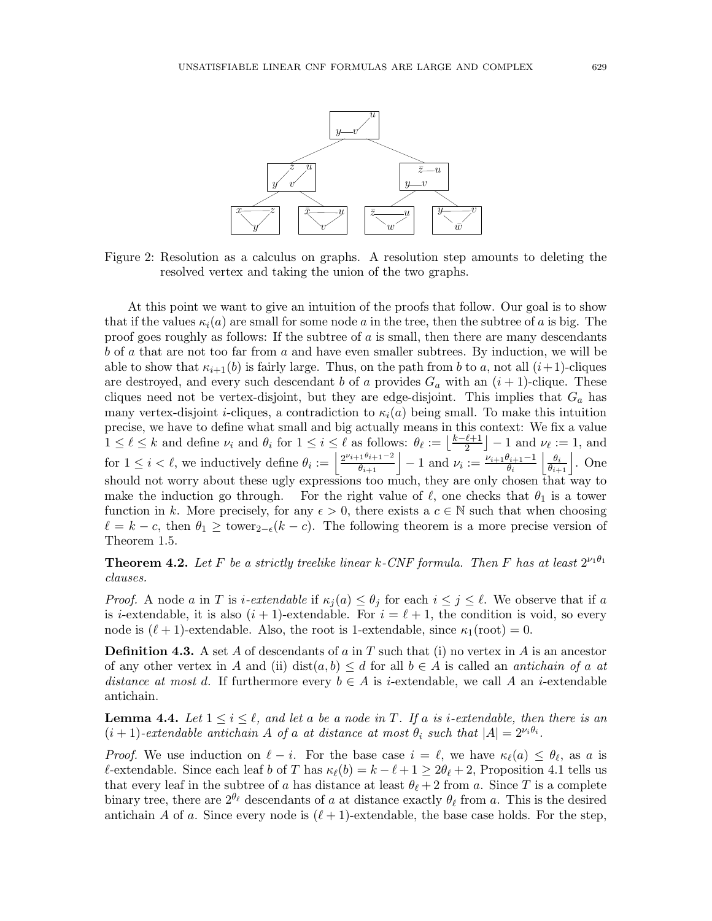Figure 2: Resolution as a calculus on graphs. A resolution step amounts to deleting the resolved vertex and taking the union of the two graphs.

At this point we want to give an intuition of the proofs that follow. Our goal is to show that if the values $\kappa_i(a)$ are small for some node $a$ in the tree, then the subtree of $a$ is big. The proof goes roughly as follows: If the subtree of $a$ is small, then there are many descendants $b$ of $a$ that are not too far from $a$ and have even smaller subtrees. By induction, we will be able to show that $\kappa_{i+1}(b)$ is fairly large. Thus, on the path from $b$ to $a$, not all $(i+1)$-cliques are destroyed, and every such descendant $b$ of $a$ provides $G_a$ with an $(i+1)$-clique. These cliques need not be vertex-disjoint, but they are edge-disjoint. This implies that $G_a$ has many vertex-disjoint $i$-cliques, a contradiction to $\kappa_i(a)$ being small. To make this intuition precise, we have to define what small and big actually means in this context: We fix a value $1 \leq \ell \leq k$ and define $\nu_i$ and $\theta_i$ for $1 \leq i \leq \ell$ as follows: $\theta_\ell := \left\lfloor \frac{k-\ell+1}{2} \right\rfloor - 1$ and $\nu_\ell := 1$, and for $1 \leq i < \ell$, we inductively define $\theta_i := \left\lfloor \frac{2^{\nu_{i+1}\theta_{i+1}-2}}{\theta_{i+1}} \right\rfloor - 1$ and $\nu_i := \frac{\nu_{i+1}\theta_{i+1}-1}{\theta_i} \left\lfloor \frac{\theta_i}{\theta_{i+1}} \right\rfloor$. One should not worry about these ugly expressions too much, they are only chosen that way to make the induction go through. For the right value of $\ell$, one checks that $\theta_1$ is a tower function in $k$. More precisely, for any $\epsilon > 0$, there exists a $c \in \mathbb{N}$ such that when choosing $\ell = k - c$, then $\theta_1 \geq \text{tower}_{2-\epsilon}(k-c)$. The following theorem is a more precise version of Theorem 1.5.

**Theorem 4.2.** *Let $F$ be a strictly treelike linear $k$-CNF formula. Then $F$ has at least $2^{\nu_1\theta_1}$ clauses.*

*Proof.* A node $a$ in $T$ is *$i$-extendable* if $\kappa_j(a) \leq \theta_j$ for each $i \leq j \leq \ell$. We observe that if $a$ is $i$-extendable, it is also $(i+1)$-extendable. For $i = \ell + 1$, the condition is void, so every node is $(\ell+1)$-extendable. Also, the root is 1-extendable, since $\kappa_1(\text{root}) = 0$.

**Definition 4.3.** A set $A$ of descendants of $a$ in $T$ such that (i) no vertex in $A$ is an ancestor of any other vertex in $A$ and (ii) $\text{dist}(a, b) \leq d$ for all $b \in A$ is called an *antichain of $a$ at distance at most $d$*. If furthermore every $b \in A$ is $i$-extendable, we call $A$ an *$i$-extendable antichain*.

**Lemma 4.4.** *Let $1 \leq i \leq \ell$, and let $a$ be a node in $T$. If $a$ is $i$-extendable, then there is an $(i+1)$-extendable antichain $A$ of $a$ at distance at most $\theta_i$ such that $|A| = 2^{\nu_i\theta_i}$.*

*Proof.* We use induction on $\ell - i$. For the base case $i = \ell$, we have $\kappa_\ell(a) \leq \theta_\ell$, as $a$ is $\ell$-extendable. Since each leaf $b$ of $T$ has $\kappa_\ell(b) = k - \ell + 1 \geq 2\theta_\ell + 2$, Proposition 4.1 tells us that every leaf in the subtree of $a$ has distance at least $\theta_\ell + 2$ from $a$. Since $T$ is a complete binary tree, there are $2^{\theta_\ell}$ descendants of $a$ at distance exactly $\theta_\ell$ from $a$. This is the desired antichain $A$ of $a$. Since every node is $(\ell+1)$-extendable, the base case holds. For the step,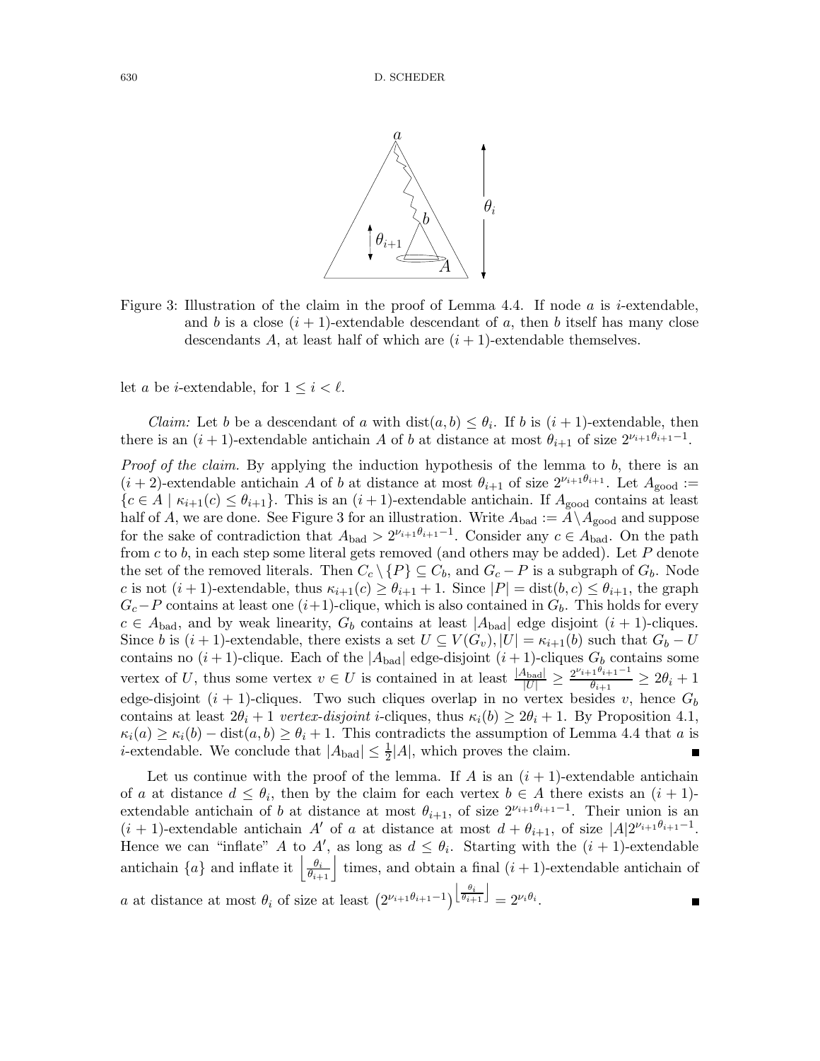Figure 3: Illustration of the claim in the proof of Lemma 4.4. If node $a$ is $i$-extendable, and $b$ is a close $(i+1)$-extendable descendant of $a$, then $b$ itself has many close descendants $A$, at least half of which are $(i+1)$-extendable themselves.

let $a$ be $i$-extendable, for $1 \leq i < \ell$.

*Claim:* Let $b$ be a descendant of $a$ with $\text{dist}(a,b) \leq \theta_i$. If $b$ is $(i+1)$-extendable, then there is an $(i+1)$-extendable antichain $A$ of $b$ at distance at most $\theta_{i+1}$ of size $2^{\nu_{i+1}\theta_{i+1}-1}$.

*Proof of the claim.* By applying the induction hypothesis of the lemma to $b$, there is an $(i+2)$-extendable antichain $A$ of $b$ at distance at most $\theta_{i+1}$ of size $2^{\nu_{i+1}\theta_{i+1}}$. Let $A_{\text{good}} := \{c \in A \mid \kappa_{i+1}(c) \leq \theta_{i+1}\}$. This is an $(i+1)$-extendable antichain. If $A_{\text{good}}$ contains at least half of $A$, we are done. See Figure 3 for an illustration. Write $A_{\text{bad}} := A \setminus A_{\text{good}}$ and suppose for the sake of contradiction that $A_{\text{bad}} > 2^{\nu_{i+1}\theta_{i+1}-1}$. Consider any $c \in A_{\text{bad}}$. On the path from $c$ to $b$, in each step some literal gets removed (and others may be added). Let $P$ denote the set of the removed literals. Then $C_c \setminus \{P\} \subseteq C_b$, and $G_c - P$ is a subgraph of $G_b$. Node $c$ is not $(i+1)$-extendable, thus $\kappa_{i+1}(c) \geq \theta_{i+1}+1$. Since $|P| = \text{dist}(b,c) \leq \theta_{i+1}$, the graph $G_c - P$ contains at least one $(i+1)$-clique, which is also contained in $G_b$. This holds for every $c \in A_{\text{bad}}$, and by weak linearity, $G_b$ contains at least $|A_{\text{bad}}|$ edge disjoint $(i+1)$-cliques. Since $b$ is $(i+1)$-extendable, there exists a set $U \subseteq V(G_v), |U| = \kappa_{i+1}(b)$ such that $G_b - U$ contains no $(i+1)$-clique. Each of the $|A_{\text{bad}}|$ edge-disjoint $(i+1)$-cliques $G_b$ contains some vertex of $U$, thus some vertex $v \in U$ is contained in at least $\frac{|A_{\text{bad}}|}{|U|} \geq \frac{2^{\nu_{i+1}\theta_{i+1}-1}}{\theta_{i+1}} \geq 2\theta_i + 1$ edge-disjoint $(i+1)$-cliques. Two such cliques overlap in no vertex besides $v$, hence $G_b$ contains at least $2\theta_i + 1$ *vertex-disjoint* $i$-cliques, thus $\kappa_i(b) \geq 2\theta_i + 1$. By Proposition 4.1, $\kappa_i(a) \geq \kappa_i(b) - \text{dist}(a,b) \geq \theta_i + 1$. This contradicts the assumption of Lemma 4.4 that $a$ is $i$-extendable. We conclude that $|A_{\text{bad}}| \leq \frac{1}{2}|A|$, which proves the claim. ■

Let us continue with the proof of the lemma. If $A$ is an $(i+1)$-extendable antichain of $a$ at distance $d \leq \theta_i$, then by the claim for each vertex $b \in A$ there exists an $(i+1)$-extendable antichain of $b$ at distance at most $\theta_{i+1}$, of size $2^{\nu_{i+1}\theta_{i+1}-1}$. Their union is an $(i+1)$-extendable antichain $A'$ of $a$ at distance at most $d + \theta_{i+1}$, of size $|A|2^{\nu_{i+1}\theta_{i+1}-1}$. Hence we can "inflate" $A$ to $A'$, as long as $d \leq \theta_i$. Starting with the $(i+1)$-extendable antichain $\{a\}$ and inflate it $\left\lfloor \frac{\theta_i}{\theta_{i+1}} \right\rfloor$ times, and obtain a final $(i+1)$-extendable antichain of $a$ at distance at most $\theta_i$ of size at least $\left(2^{\nu_{i+1}\theta_{i+1}-1}\right)^{\left\lfloor \frac{\theta_i}{\theta_{i+1}} \right\rfloor} = 2^{\nu_i \theta_i}$. ■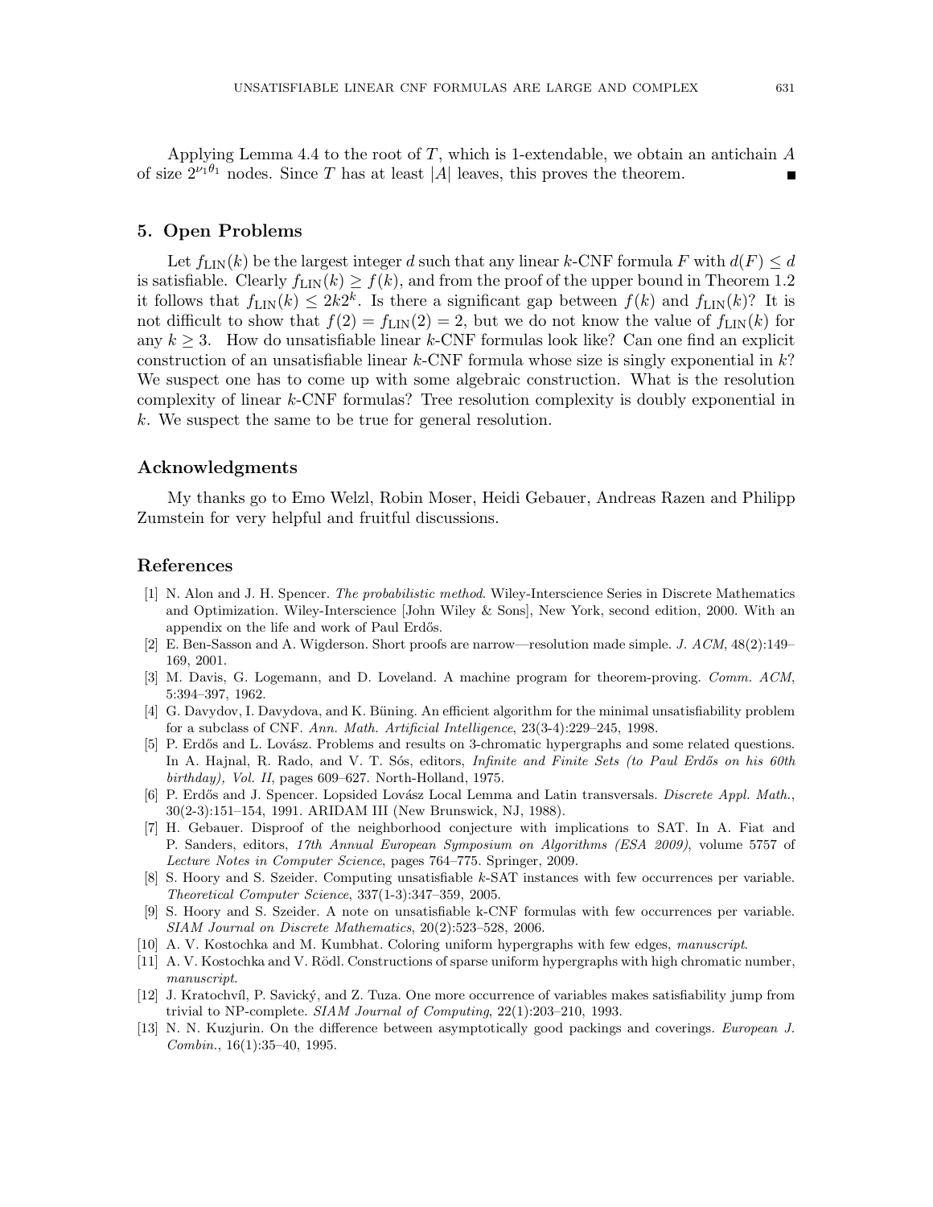Applying Lemma 4.4 to the root of $T$, which is 1-extendable, we obtain an antichain $A$ of size $2^{\nu_1 \theta_1}$ nodes. Since $T$ has at least $|A|$ leaves, this proves the theorem. ∎

## 5. Open Problems

Let $f_{\mathrm{LIN}}(k)$ be the largest integer $d$ such that any linear $k$-CNF formula $F$ with $d(F) \leq d$ is satisfiable. Clearly $f_{\mathrm{LIN}}(k) \geq f(k)$, and from the proof of the upper bound in Theorem 1.2 it follows that $f_{\mathrm{LIN}}(k) \leq 2k2^k$. Is there a significant gap between $f(k)$ and $f_{\mathrm{LIN}}(k)$? It is not difficult to show that $f(2) = f_{\mathrm{LIN}}(2) = 2$, but we do not know the value of $f_{\mathrm{LIN}}(k)$ for any $k \geq 3$. How do unsatisfiable linear $k$-CNF formulas look like? Can one find an explicit construction of an unsatisfiable linear $k$-CNF formula whose size is singly exponential in $k$? We suspect one has to come up with some algebraic construction. What is the resolution complexity of linear $k$-CNF formulas? Tree resolution complexity is doubly exponential in $k$. We suspect the same to be true for general resolution.

## Acknowledgments

My thanks go to Emo Welzl, Robin Moser, Heidi Gebauer, Andreas Razen and Philipp Zumstein for very helpful and fruitful discussions.

## References

[1] N. Alon and J. H. Spencer. *The probabilistic method*. Wiley-Interscience Series in Discrete Mathematics and Optimization. Wiley-Interscience [John Wiley & Sons], New York, second edition, 2000. With an appendix on the life and work of Paul Erdős.

[2] E. Ben-Sasson and A. Wigderson. Short proofs are narrow—resolution made simple. *J. ACM*, 48(2):149–169, 2001.

[3] M. Davis, G. Logemann, and D. Loveland. A machine program for theorem-proving. *Comm. ACM*, 5:394–397, 1962.

[4] G. Davydov, I. Davydova, and K. Büning. An efficient algorithm for the minimal unsatisfiability problem for a subclass of CNF. *Ann. Math. Artificial Intelligence*, 23(3-4):229–245, 1998.

[5] P. Erdős and L. Lovász. Problems and results on 3-chromatic hypergraphs and some related questions. In A. Hajnal, R. Rado, and V. T. Sós, editors, *Infinite and Finite Sets (to Paul Erdős on his 60th birthday), Vol. II*, pages 609–627. North-Holland, 1975.

[6] P. Erdős and J. Spencer. Lopsided Lovász Local Lemma and Latin transversals. *Discrete Appl. Math.*, 30(2-3):151–154, 1991. ARIDAM III (New Brunswick, NJ, 1988).

[7] H. Gebauer. Disproof of the neighborhood conjecture with implications to SAT. In A. Fiat and P. Sanders, editors, *17th Annual European Symposium on Algorithms (ESA 2009)*, volume 5757 of *Lecture Notes in Computer Science*, pages 764–775. Springer, 2009.

[8] S. Hoory and S. Szeider. Computing unsatisfiable $k$-SAT instances with few occurrences per variable. *Theoretical Computer Science*, 337(1-3):347–359, 2005.

[9] S. Hoory and S. Szeider. A note on unsatisfiable k-CNF formulas with few occurrences per variable. *SIAM Journal on Discrete Mathematics*, 20(2):523–528, 2006.

[10] A. V. Kostochka and M. Kumbhat. Coloring uniform hypergraphs with few edges, *manuscript*.

[11] A. V. Kostochka and V. Rödl. Constructions of sparse uniform hypergraphs with high chromatic number, *manuscript*.

[12] J. Kratochvíl, P. Savický, and Z. Tuza. One more occurrence of variables makes satisfiability jump from trivial to NP-complete. *SIAM Journal of Computing*, 22(1):203–210, 1993.

[13] N. N. Kuzjurin. On the difference between asymptotically good packings and coverings. *European J. Combin.*, 16(1):35–40, 1995.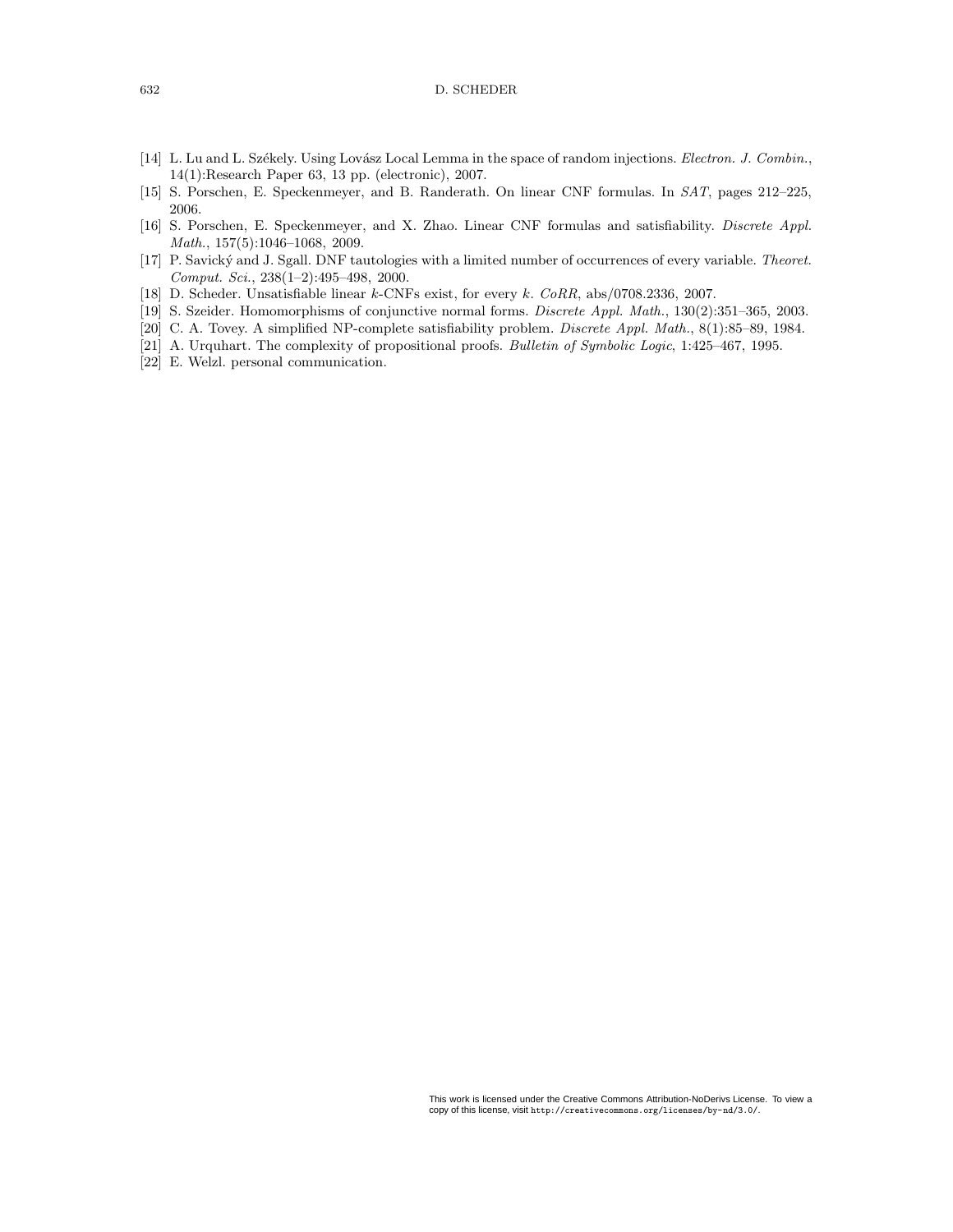[14] L. Lu and L. Székely. Using Lovász Local Lemma in the space of random injections. *Electron. J. Combin.*, 14(1):Research Paper 63, 13 pp. (electronic), 2007.

[15] S. Porschen, E. Speckenmeyer, and B. Randerath. On linear CNF formulas. In *SAT*, pages 212–225, 2006.

[16] S. Porschen, E. Speckenmeyer, and X. Zhao. Linear CNF formulas and satisfiability. *Discrete Appl. Math.*, 157(5):1046–1068, 2009.

[17] P. Savický and J. Sgall. DNF tautologies with a limited number of occurrences of every variable. *Theoret. Comput. Sci.*, 238(1–2):495–498, 2000.

[18] D. Scheder. Unsatisfiable linear $k$-CNFs exist, for every $k$. *CoRR*, abs/0708.2336, 2007.

[19] S. Szeider. Homomorphisms of conjunctive normal forms. *Discrete Appl. Math.*, 130(2):351–365, 2003.

[20] C. A. Tovey. A simplified NP-complete satisfiability problem. *Discrete Appl. Math.*, 8(1):85–89, 1984.

[21] A. Urquhart. The complexity of propositional proofs. *Bulletin of Symbolic Logic*, 1:425–467, 1995.

[22] E. Welzl. personal communication.

This work is licensed under the Creative Commons Attribution-NoDerivs License. To view a copy of this license, visit `http://creativecommons.org/licenses/by-nd/3.0/`.